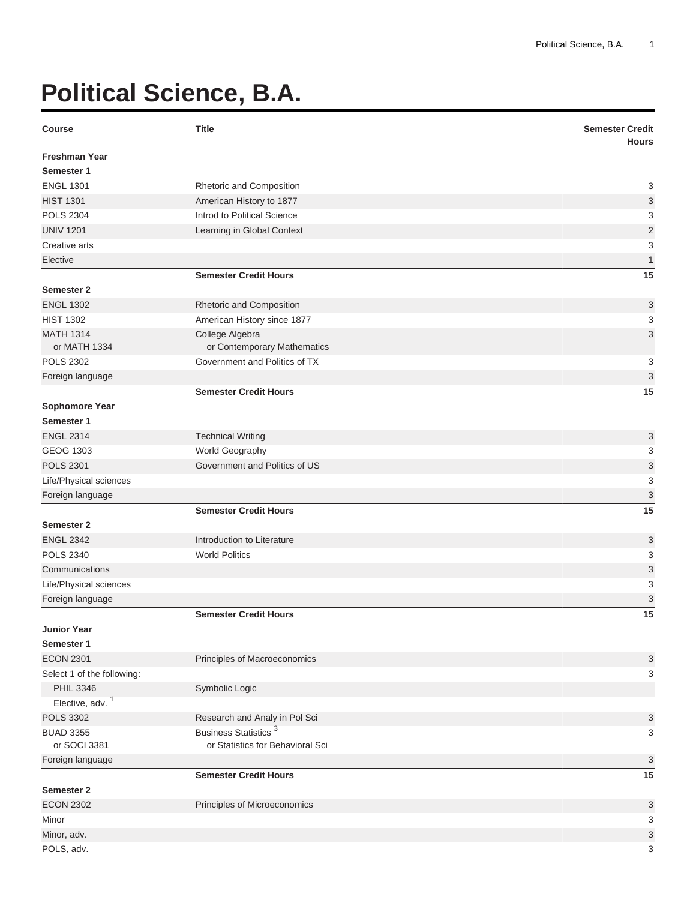# Political Science, B.A.

| Course | Title | Semester Credit Hours |
| --- | --- | --- |
| **Freshman Year** | | |
| **Semester 1** | | |
| ENGL 1301 | Rhetoric and Composition | 3 |
| HIST 1301 | American History to 1877 | 3 |
| POLS 2304 | Introd to Political Science | 3 |
| UNIV 1201 | Learning in Global Context | 2 |
| Creative arts | | 3 |
| Elective | | 1 |
| | **Semester Credit Hours** | **15** |
| **Semester 2** | | |
| ENGL 1302 | Rhetoric and Composition | 3 |
| HIST 1302 | American History since 1877 | 3 |
| MATH 1314 or MATH 1334 | College Algebra or Contemporary Mathematics | 3 |
| POLS 2302 | Government and Politics of TX | 3 |
| Foreign language | | 3 |
| | **Semester Credit Hours** | **15** |
| **Sophomore Year** | | |
| **Semester 1** | | |
| ENGL 2314 | Technical Writing | 3 |
| GEOG 1303 | World Geography | 3 |
| POLS 2301 | Government and Politics of US | 3 |
| Life/Physical sciences | | 3 |
| Foreign language | | 3 |
| | **Semester Credit Hours** | **15** |
| **Semester 2** | | |
| ENGL 2342 | Introduction to Literature | 3 |
| POLS 2340 | World Politics | 3 |
| Communications | | 3 |
| Life/Physical sciences | | 3 |
| Foreign language | | 3 |
| | **Semester Credit Hours** | **15** |
| **Junior Year** | | |
| **Semester 1** | | |
| ECON 2301 | Principles of Macroeconomics | 3 |
| Select 1 of the following: | | 3 |
| PHIL 3346 | Symbolic Logic | |
| Elective, adv. [1] | | |
| POLS 3302 | Research and Analy in Pol Sci | 3 |
| BUAD 3355 or SOCI 3381 | Business Statistics [3] or Statistics for Behavioral Sci | 3 |
| Foreign language | | 3 |
| | **Semester Credit Hours** | **15** |
| **Semester 2** | | |
| ECON 2302 | Principles of Microeconomics | 3 |
| Minor | | 3 |
| Minor, adv. | | 3 |
| POLS, adv. | | 3 |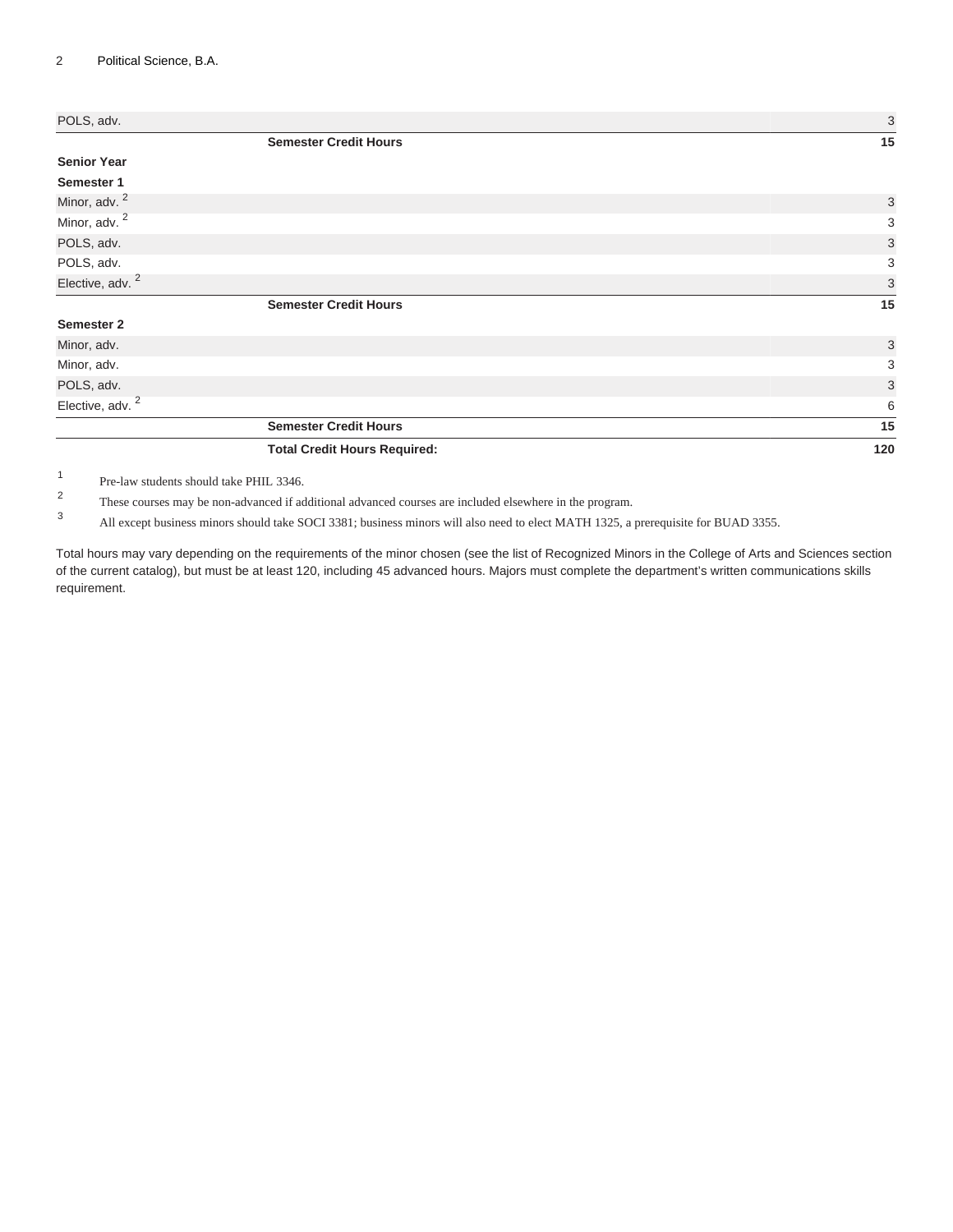| | |
|---|---|
| POLS, adv. | 3 |
| **Semester Credit Hours** | **15** |
| **Senior Year** | |
| **Semester 1** | |
| Minor, adv. [2] | 3 |
| Minor, adv. [2] | 3 |
| POLS, adv. | 3 |
| POLS, adv. | 3 |
| Elective, adv. [2] | 3 |
| **Semester Credit Hours** | **15** |
| **Semester 2** | |
| Minor, adv. | 3 |
| Minor, adv. | 3 |
| POLS, adv. | 3 |
| Elective, adv. [2] | 6 |
| **Semester Credit Hours** | **15** |
| **Total Credit Hours Required:** | **120** |

1. Pre-law students should take PHIL 3346.
2. These courses may be non-advanced if additional advanced courses are included elsewhere in the program.
3. All except business minors should take SOCI 3381; business minors will also need to elect MATH 1325, a prerequisite for BUAD 3355.

Total hours may vary depending on the requirements of the minor chosen (see the list of Recognized Minors in the College of Arts and Sciences section of the current catalog), but must be at least 120, including 45 advanced hours. Majors must complete the department's written communications skills requirement.